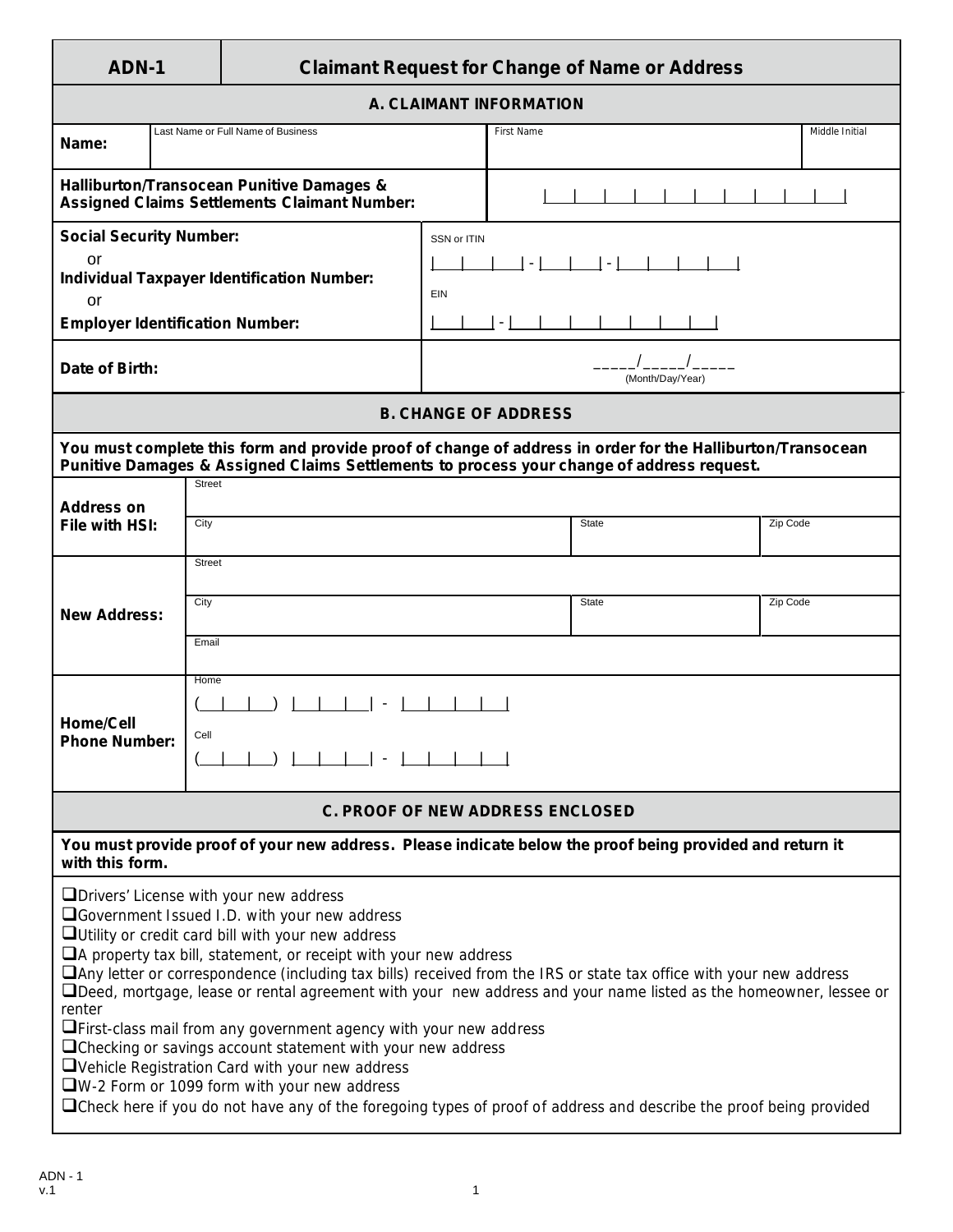# ADN-1 — Claimant Request for Change of Name or Address

## A. CLAIMANT INFORMATION

| | | | |
|---|---|---|---|
| **Name:** | Last Name or Full Name of Business | First Name | Middle Initial |
| **Halliburton/Transocean Punitive Damages & Assigned Claims Settlements Claimant Number:** | | | |
| **Social Security Number:** or **Individual Taxpayer Identification Number:** or **Employer Identification Number:** | SSN or ITIN: ___ ___ ___ - ___ ___ - ___ ___ ___ ___ <br> EIN: ___ ___ - ___ ___ ___ ___ ___ ___ ___ | | |
| **Date of Birth:** | _____/_____/_____ (Month/Day/Year) | | |

## B. CHANGE OF ADDRESS

**You must complete this form and provide proof of change of address in order for the Halliburton/Transocean Punitive Damages & Assigned Claims Settlements to process your change of address request.**

| | | | |
|---|---|---|---|
| **Address on File with HSI:** | Street | | |
| | City | State | Zip Code |
| **New Address:** | Street | | |
| | City | State | Zip Code |
| | Email | | |
| **Home/Cell Phone Number:** | Home ( ___ ___ ___ ) ___ ___ ___ - ___ ___ ___ ___ | | |
| | Cell ( ___ ___ ___ ) ___ ___ ___ - ___ ___ ___ ___ | | |

## C. PROOF OF NEW ADDRESS ENCLOSED

**You must provide proof of your new address. Please indicate below the proof being provided and return it with this form.**

- ☐ Drivers' License with your new address
- ☐ Government Issued I.D. with your new address
- ☐ Utility or credit card bill with your new address
- ☐ A property tax bill, statement, or receipt with your new address
- ☐ Any letter or correspondence (including tax bills) received from the IRS or state tax office with your new address
- ☐ Deed, mortgage, lease or rental agreement with your new address and your name listed as the homeowner, lessee or renter
- ☐ First-class mail from any government agency with your new address
- ☐ Checking or savings account statement with your new address
- ☐ Vehicle Registration Card with your new address
- ☐ W-2 Form or 1099 form with your new address
- ☐ Check here if you do not have any of the foregoing types of proof of address and describe the proof being provided

ADN - 1
v.1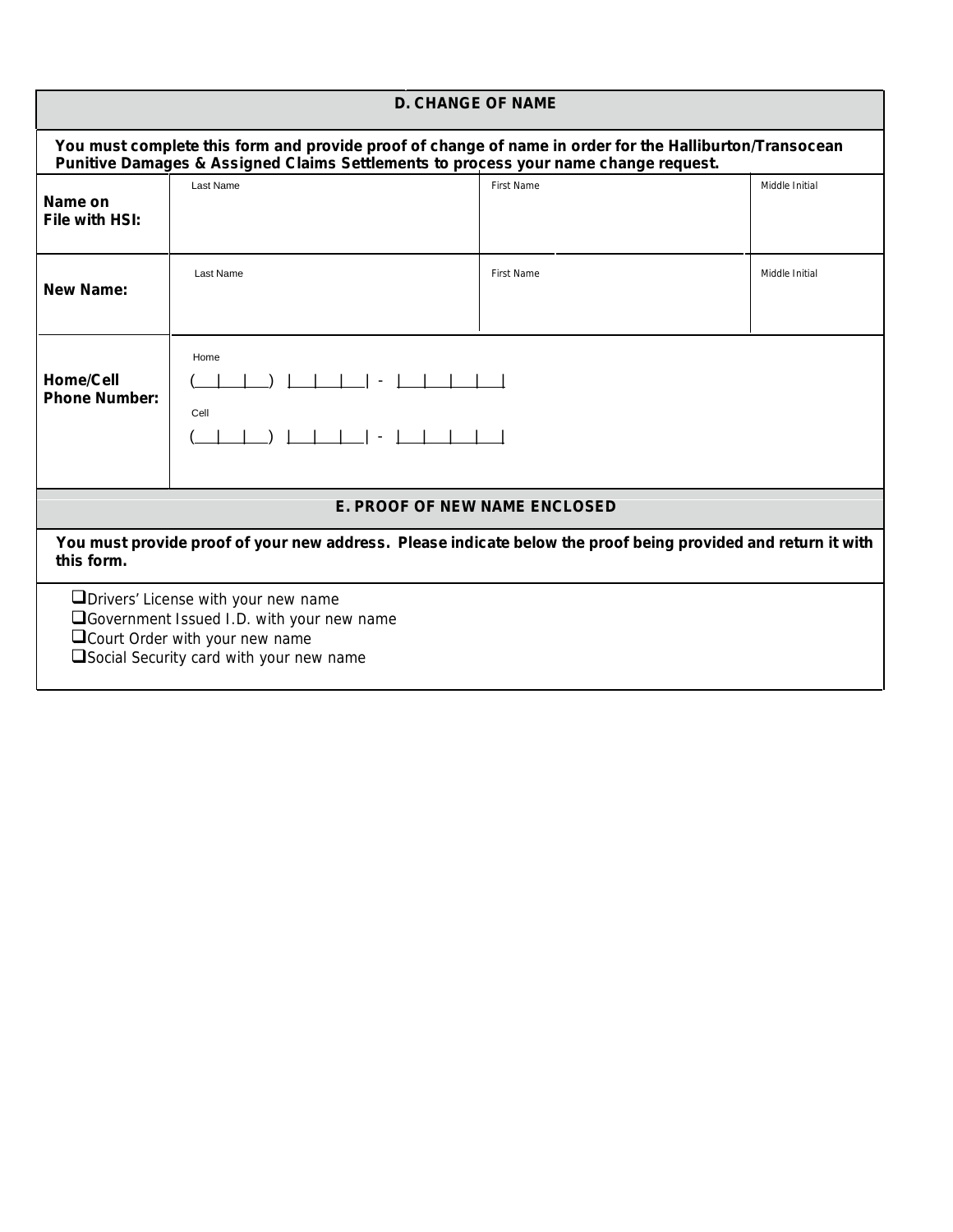## D. CHANGE OF NAME

**You must complete this form and provide proof of change of name in order for the Halliburton/Transocean Punitive Damages & Assigned Claims Settlements to process your name change request.**

| | Last Name | First Name | Middle Initial |
|---|---|---|---|
| **Name on File with HSI:** | | | |
| **New Name:** | | | |

**Home/Cell Phone Number:**

Home
(___|___|___) |___|___|___| - |___|___|___|___|

Cell
(___|___|___) |___|___|___| - |___|___|___|___|

## E. PROOF OF NEW NAME ENCLOSED

**You must provide proof of your new address. Please indicate below the proof being provided and return it with this form.**

- ☐ Drivers' License with your new name
- ☐ Government Issued I.D. with your new name
- ☐ Court Order with your new name
- ☐ Social Security card with your new name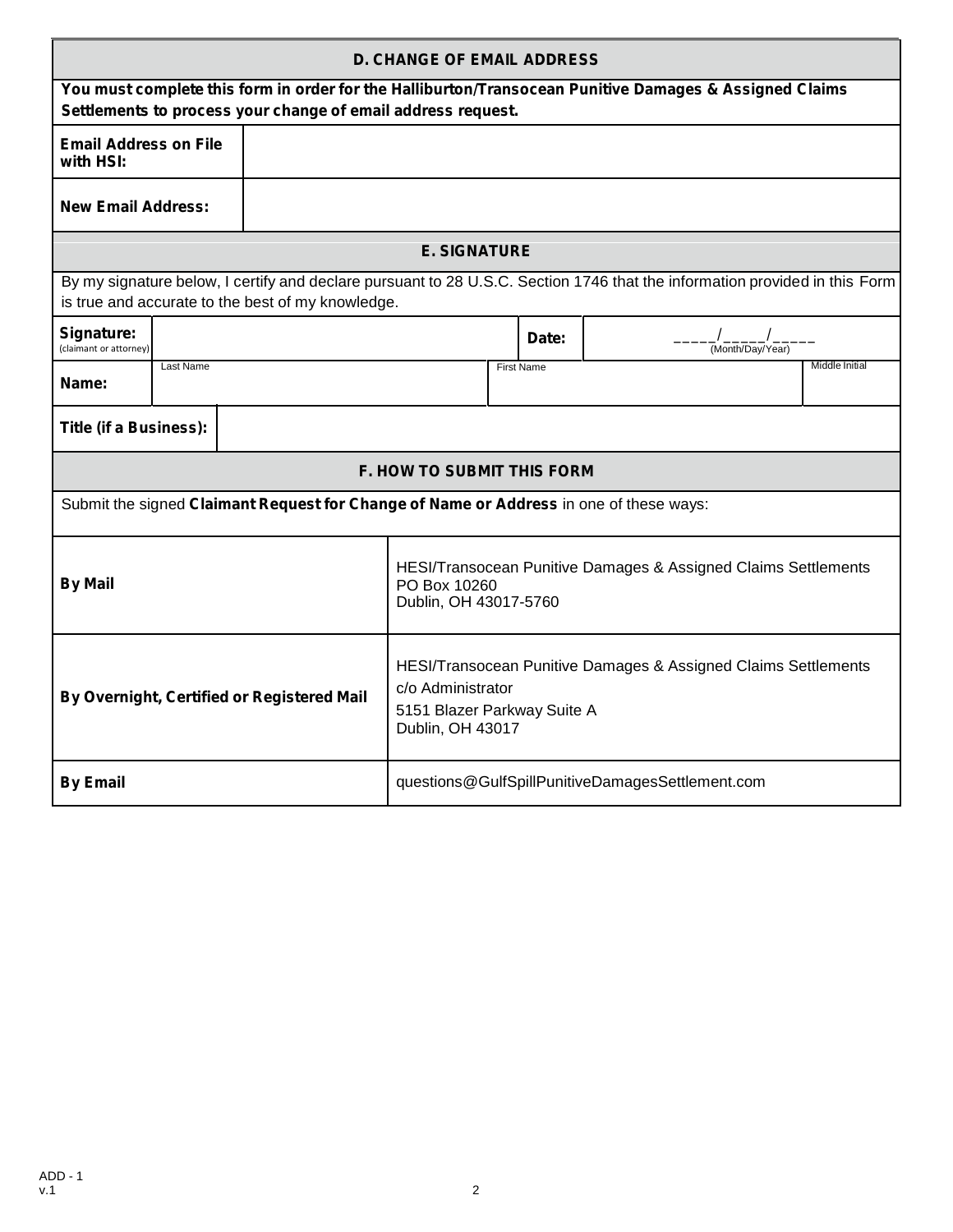## D. CHANGE OF EMAIL ADDRESS

**You must complete this form in order for the Halliburton/Transocean Punitive Damages & Assigned Claims Settlements to process your change of email address request.**

| | |
|---|---|
| **Email Address on File with HSI:** | |
| **New Email Address:** | |

## E. SIGNATURE

By my signature below, I certify and declare pursuant to 28 U.S.C. Section 1746 that the information provided in this Form is true and accurate to the best of my knowledge.

| | | | | |
|---|---|---|---|---|
| **Signature:** (claimant or attorney) | | **Date:** | _____/_____/_____ (Month/Day/Year) | |
| **Name:** | Last Name | First Name | | Middle Initial |
| **Title (if a Business):** | | | | |

## F. HOW TO SUBMIT THIS FORM

Submit the signed **Claimant Request for Change of Name or Address** in one of these ways:

| | |
|---|---|
| **By Mail** | HESI/Transocean Punitive Damages & Assigned Claims Settlements<br>PO Box 10260<br>Dublin, OH 43017-5760 |
| **By Overnight, Certified or Registered Mail** | HESI/Transocean Punitive Damages & Assigned Claims Settlements<br>c/o Administrator<br>5151 Blazer Parkway Suite A<br>Dublin, OH 43017 |
| **By Email** | questions@GulfSpillPunitiveDamagesSettlement.com |

ADD - 1
v.1